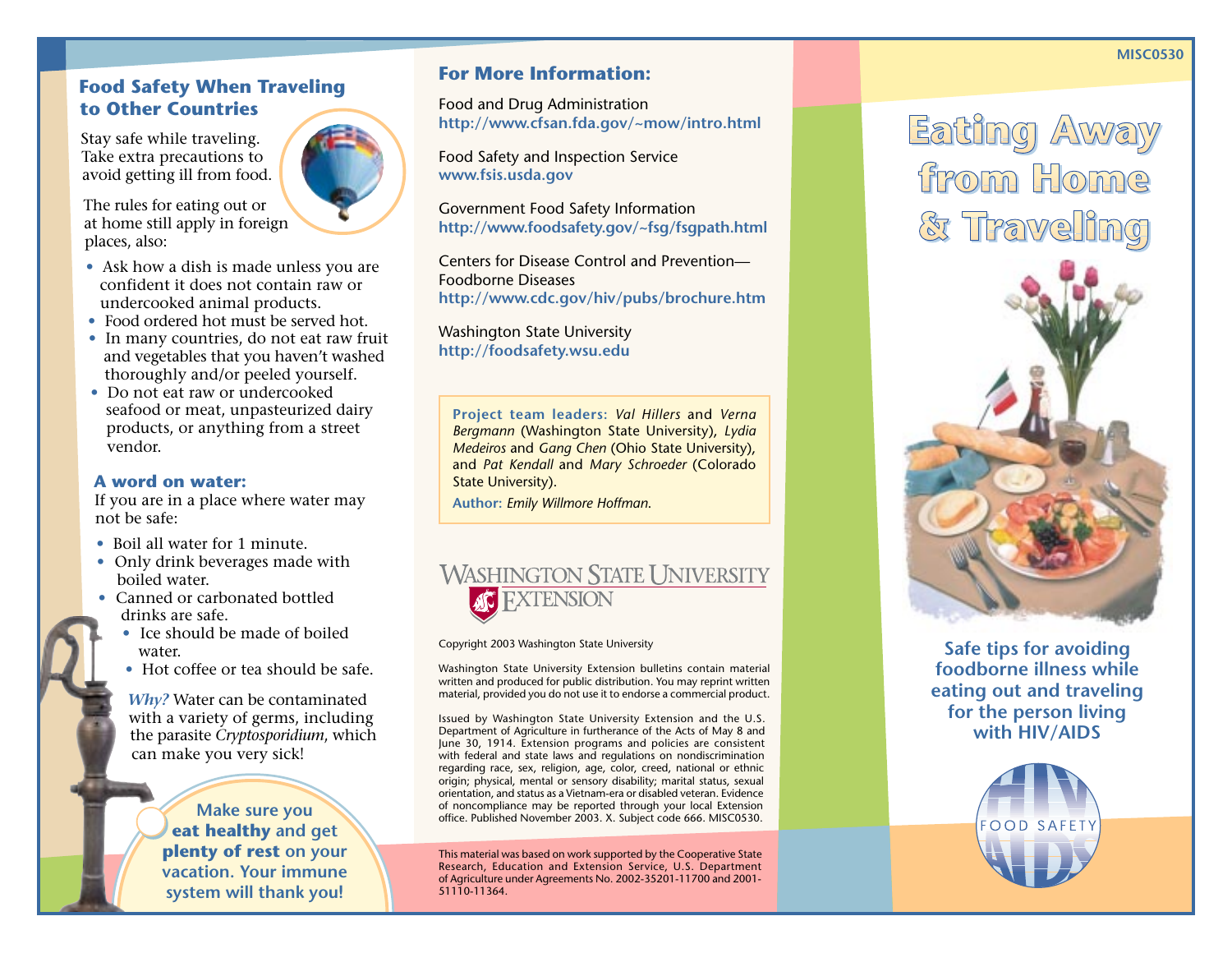## Food Safety When Traveling to Other Countries

Stay safe while traveling. Take extra precautions to avoid getting ill from food.

The rules for eating out or at home still apply in foreign places, also:

- Ask how a dish is made unless you are confident it does not contain raw or undercooked animal products.
- Food ordered hot must be served hot.
- In many countries, do not eat raw fruit and vegetables that you haven't washed thoroughly and/or peeled yourself.
- Do not eat raw or undercooked seafood or meat, unpasteurized dairy products, or anything from a street vendor.

### A word on water:

If you are in a place where water may not be safe:

- Boil all water for 1 minute.
- Only drink beverages made with boiled water.
- Canned or carbonated bottled drinks are safe.
- Ice should be made of boiled water.
- Hot coffee or tea should be safe.

*Why?* Water can be contaminated with a variety of germs, including the parasite *Cryptosporidium*, which can make you very sick!

Make sure you **eat healthy** and get **plenty of rest** on your vacation. Your immune system will thank you!

## For More Information:

Food and Drug Administration
http://www.cfsan.fda.gov/~mow/intro.html

Food Safety and Inspection Service
www.fsis.usda.gov

Government Food Safety Information
http://www.foodsafety.gov/~fsg/fsgpath.html

Centers for Disease Control and Prevention—Foodborne Diseases
http://www.cdc.gov/hiv/pubs/brochure.htm

Washington State University
http://foodsafety.wsu.edu

**Project team leaders:** *Val Hillers* and *Verna Bergmann* (Washington State University), *Lydia Medeiros* and *Gang Chen* (Ohio State University), and *Pat Kendall* and *Mary Schroeder* (Colorado State University).

**Author:** *Emily Willmore Hoffman.*

Washington State University Extension

Copyright 2003 Washington State University

Washington State University Extension bulletins contain material written and produced for public distribution. You may reprint written material, provided you do not use it to endorse a commercial product.

Issued by Washington State University Extension and the U.S. Department of Agriculture in furtherance of the Acts of May 8 and June 30, 1914. Extension programs and policies are consistent with federal and state laws and regulations on nondiscrimination regarding race, sex, religion, age, color, creed, national or ethnic origin; physical, mental or sensory disability; marital status, sexual orientation, and status as a Vietnam-era or disabled veteran. Evidence of noncompliance may be reported through your local Extension office. Published November 2003. X. Subject code 666. MISC0530.

This material was based on work supported by the Cooperative State Research, Education and Extension Service, U.S. Department of Agriculture under Agreements No. 2002-35201-11700 and 2001-51110-11364.

MISC0530

# Eating Away from Home & Traveling

**Safe tips for avoiding foodborne illness while eating out and traveling for the person living with HIV/AIDS**

HIV/AIDS FOOD SAFETY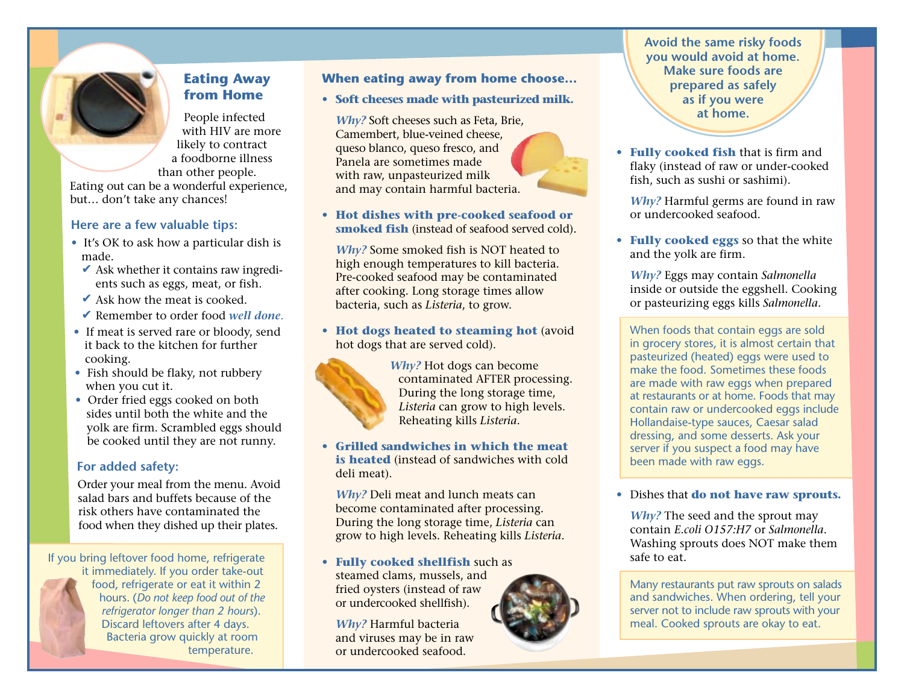## Eating Away from Home

People infected with HIV are more likely to contract a foodborne illness than other people. Eating out can be a wonderful experience, but… don't take any chances!

### Here are a few valuable tips:

- It's OK to ask how a particular dish is made.
  - ✔ Ask whether it contains raw ingredients such as eggs, meat, or fish.
  - ✔ Ask how the meat is cooked.
  - ✔ Remember to order food *well done*.
- If meat is served rare or bloody, send it back to the kitchen for further cooking.
- Fish should be flaky, not rubbery when you cut it.
- Order fried eggs cooked on both sides until both the white and the yolk are firm. Scrambled eggs should be cooked until they are not runny.

### For added safety:

Order your meal from the menu. Avoid salad bars and buffets because of the risk others have contaminated the food when they dished up their plates.

If you bring leftover food home, refrigerate it immediately. If you order take-out food, refrigerate or eat it within 2 hours. (*Do not keep food out of the refrigerator longer than 2 hours*). Discard leftovers after 4 days. Bacteria grow quickly at room temperature.

### When eating away from home choose…

- **Soft cheeses made with pasteurized milk.**

  *Why?* Soft cheeses such as Feta, Brie, Camembert, blue-veined cheese, queso blanco, queso fresco, and Panela are sometimes made with raw, unpasteurized milk and may contain harmful bacteria.

- **Hot dishes with pre-cooked seafood or smoked fish** (instead of seafood served cold).

  *Why?* Some smoked fish is NOT heated to high enough temperatures to kill bacteria. Pre-cooked seafood may be contaminated after cooking. Long storage times allow bacteria, such as *Listeria*, to grow.

- **Hot dogs heated to steaming hot** (avoid hot dogs that are served cold).

  *Why?* Hot dogs can become contaminated AFTER processing. During the long storage time, *Listeria* can grow to high levels. Reheating kills *Listeria*.

- **Grilled sandwiches in which the meat is heated** (instead of sandwiches with cold deli meat).

  *Why?* Deli meat and lunch meats can become contaminated after processing. During the long storage time, *Listeria* can grow to high levels. Reheating kills *Listeria*.

- **Fully cooked shellfish** such as steamed clams, mussels, and fried oysters (instead of raw or undercooked shellfish).

  *Why?* Harmful bacteria and viruses may be in raw or undercooked seafood.

Avoid the same risky foods you would avoid at home. Make sure foods are prepared as safely as if you were at home.

- **Fully cooked fish** that is firm and flaky (instead of raw or under-cooked fish, such as sushi or sashimi).

  *Why?* Harmful germs are found in raw or undercooked seafood.

- **Fully cooked eggs** so that the white and the yolk are firm.

  *Why?* Eggs may contain *Salmonella* inside or outside the eggshell. Cooking or pasteurizing eggs kills *Salmonella*.

When foods that contain eggs are sold in grocery stores, it is almost certain that pasteurized (heated) eggs were used to make the food. Sometimes these foods are made with raw eggs when prepared at restaurants or at home. Foods that may contain raw or undercooked eggs include Hollandaise-type sauces, Caesar salad dressing, and some desserts. Ask your server if you suspect a food may have been made with raw eggs.

- Dishes that **do not have raw sprouts.**

  *Why?* The seed and the sprout may contain *E.coli O157:H7* or *Salmonella*. Washing sprouts does NOT make them safe to eat.

Many restaurants put raw sprouts on salads and sandwiches. When ordering, tell your server not to include raw sprouts with your meal. Cooked sprouts are okay to eat.